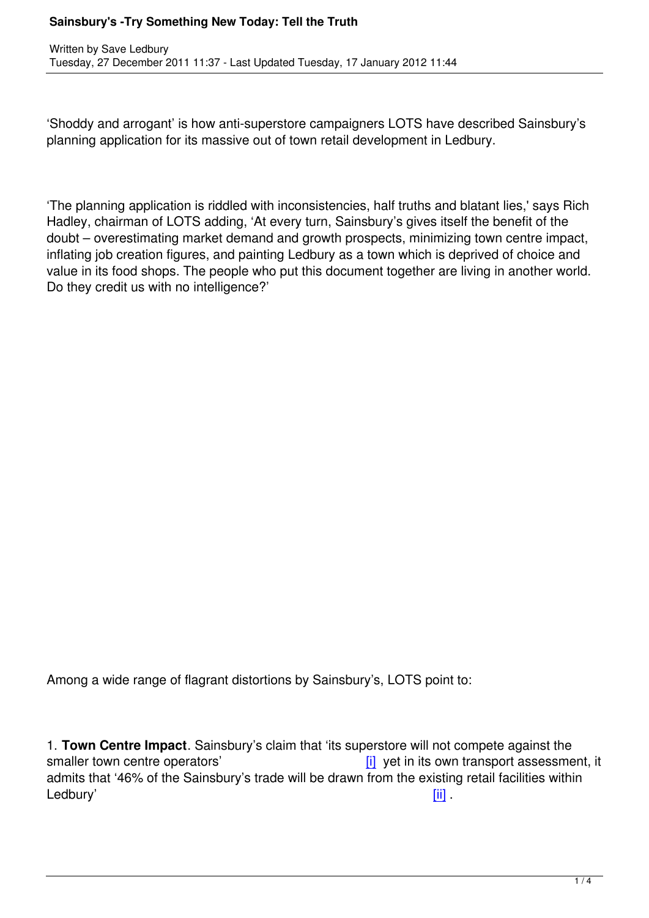# Sainsbury's -Try Something New Today: Tell the Truth

Written by Save Ledbury
Tuesday, 27 December 2011 11:37 - Last Updated Tuesday, 17 January 2012 11:44

'Shoddy and arrogant' is how anti-superstore campaigners LOTS have described Sainsbury's planning application for its massive out of town retail development in Ledbury.

'The planning application is riddled with inconsistencies, half truths and blatant lies,' says Rich Hadley, chairman of LOTS adding, 'At every turn, Sainsbury's gives itself the benefit of the doubt – overestimating market demand and growth prospects, minimizing town centre impact, inflating job creation figures, and painting Ledbury as a town which is deprived of choice and value in its food shops. The people who put this document together are living in another world. Do they credit us with no intelligence?'

Among a wide range of flagrant distortions by Sainsbury's, LOTS point to:

1. **Town Centre Impact**. Sainsbury's claim that 'its superstore will not compete against the smaller town centre operators' [i] yet in its own transport assessment, it admits that '46% of the Sainsbury's trade will be drawn from the existing retail facilities within Ledbury' [ii] .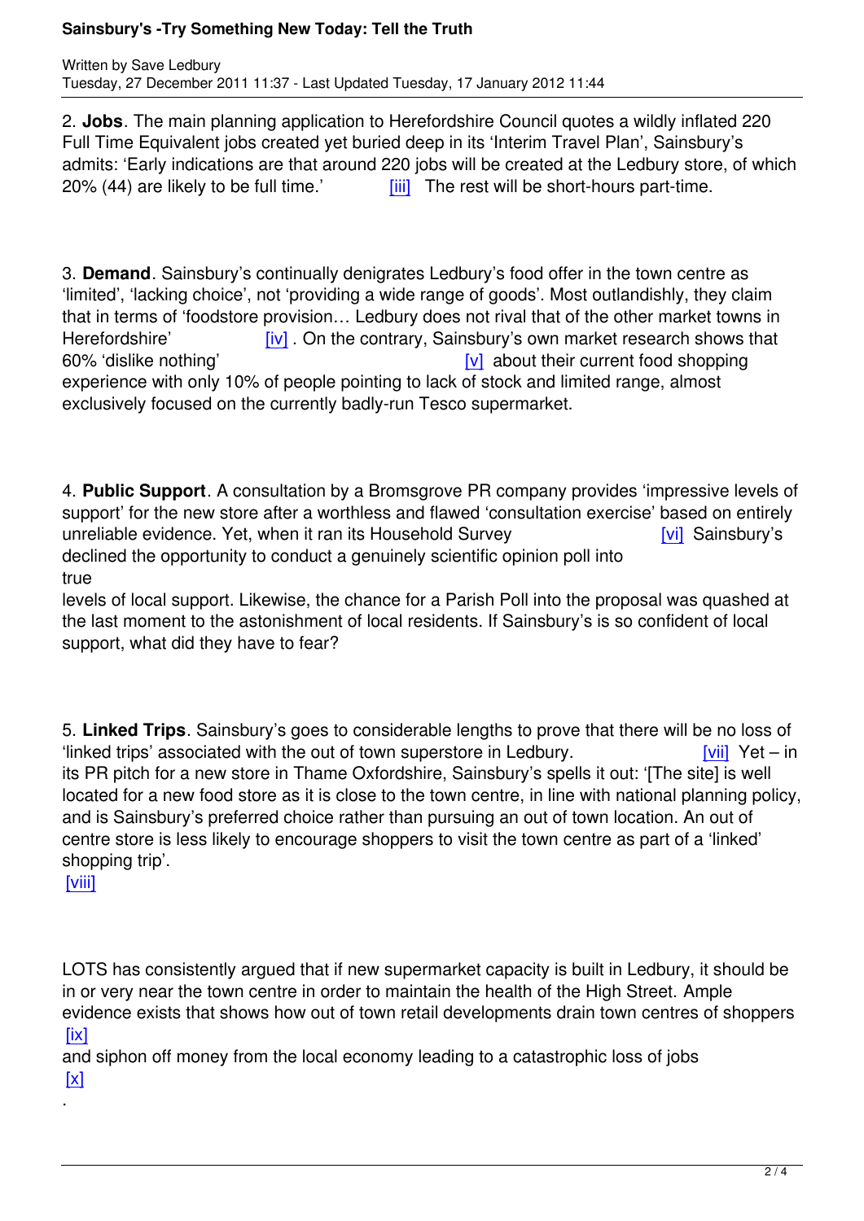2. **Jobs**. The main planning application to Herefordshire Council quotes a wildly inflated 220 Full Time Equivalent jobs created yet buried deep in its 'Interim Travel Plan', Sainsbury's admits: 'Early indications are that around 220 jobs will be created at the Ledbury store, of which 20% (44) are likely to be full time.' [iii] The rest will be short-hours part-time.

3. **Demand**. Sainsbury's continually denigrates Ledbury's food offer in the town centre as 'limited', 'lacking choice', not 'providing a wide range of goods'. Most outlandishly, they claim that in terms of 'foodstore provision… Ledbury does not rival that of the other market towns in Herefordshire' [iv]. On the contrary, Sainsbury's own market research shows that 60% 'dislike nothing' [v] about their current food shopping experience with only 10% of people pointing to lack of stock and limited range, almost exclusively focused on the currently badly-run Tesco supermarket.

4. **Public Support**. A consultation by a Bromsgrove PR company provides 'impressive levels of support' for the new store after a worthless and flawed 'consultation exercise' based on entirely unreliable evidence. Yet, when it ran its Household Survey [vi] Sainsbury's declined the opportunity to conduct a genuinely scientific opinion poll into true levels of local support. Likewise, the chance for a Parish Poll into the proposal was quashed at the last moment to the astonishment of local residents. If Sainsbury's is so confident of local support, what did they have to fear?

5. **Linked Trips**. Sainsbury's goes to considerable lengths to prove that there will be no loss of 'linked trips' associated with the out of town superstore in Ledbury. [vii] Yet – in its PR pitch for a new store in Thame Oxfordshire, Sainsbury's spells it out: '[The site] is well located for a new food store as it is close to the town centre, in line with national planning policy, and is Sainsbury's preferred choice rather than pursuing an out of town location. An out of centre store is less likely to encourage shoppers to visit the town centre as part of a 'linked' shopping trip'. [viii]

LOTS has consistently argued that if new supermarket capacity is built in Ledbury, it should be in or very near the town centre in order to maintain the health of the High Street. Ample evidence exists that shows how out of town retail developments drain town centres of shoppers [ix] and siphon off money from the local economy leading to a catastrophic loss of jobs [x].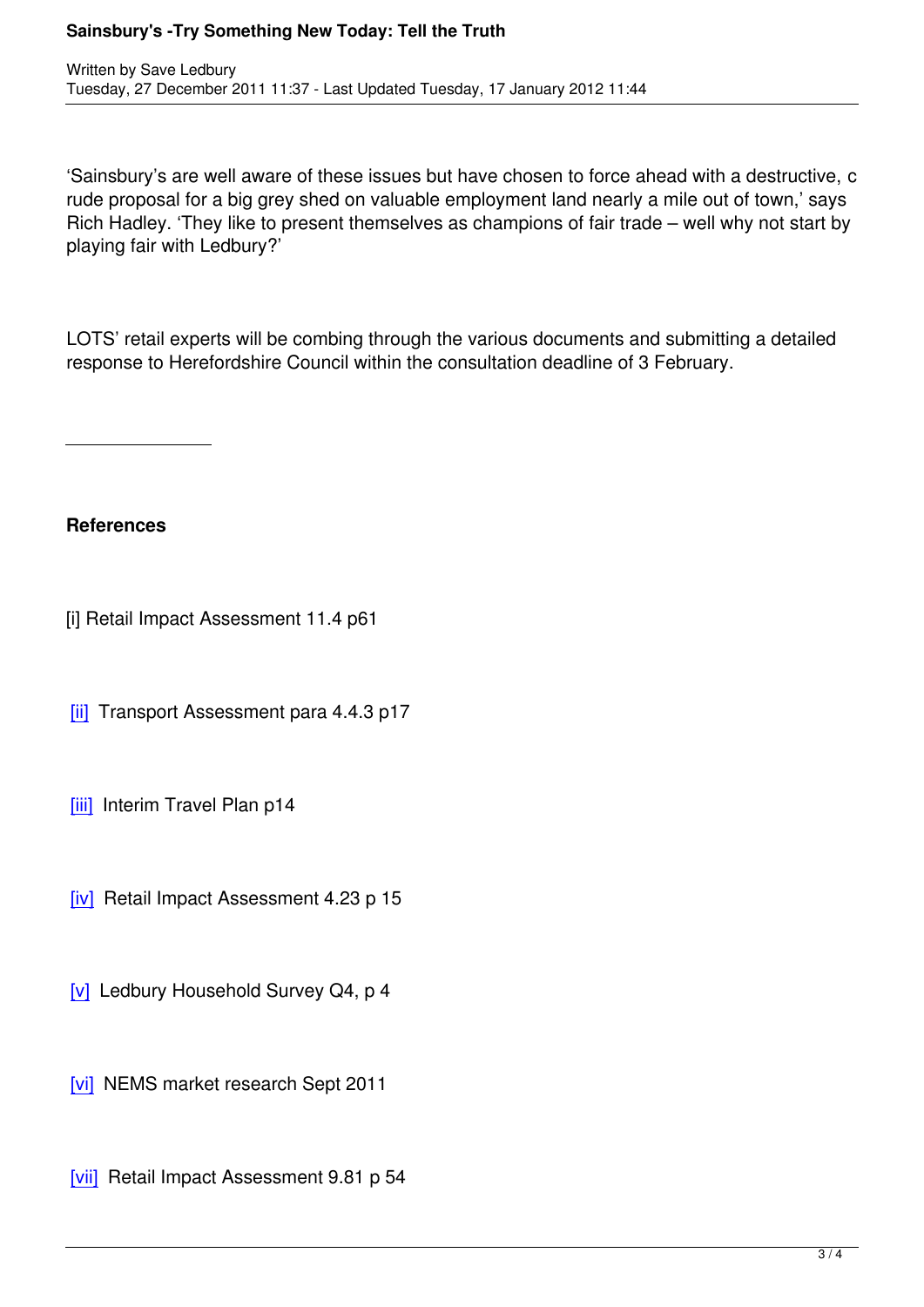'Sainsbury's are well aware of these issues but have chosen to force ahead with a destructive, crude proposal for a big grey shed on valuable employment land nearly a mile out of town,' says Rich Hadley. 'They like to present themselves as champions of fair trade – well why not start by playing fair with Ledbury?'

LOTS' retail experts will be combing through the various documents and submitting a detailed response to Herefordshire Council within the consultation deadline of 3 February.

---

**References**

[i] Retail Impact Assessment 11.4 p61

[ii] Transport Assessment para 4.4.3 p17

[iii] Interim Travel Plan p14

[iv] Retail Impact Assessment 4.23 p 15

[v] Ledbury Household Survey Q4, p 4

[vi] NEMS market research Sept 2011

[vii] Retail Impact Assessment 9.81 p 54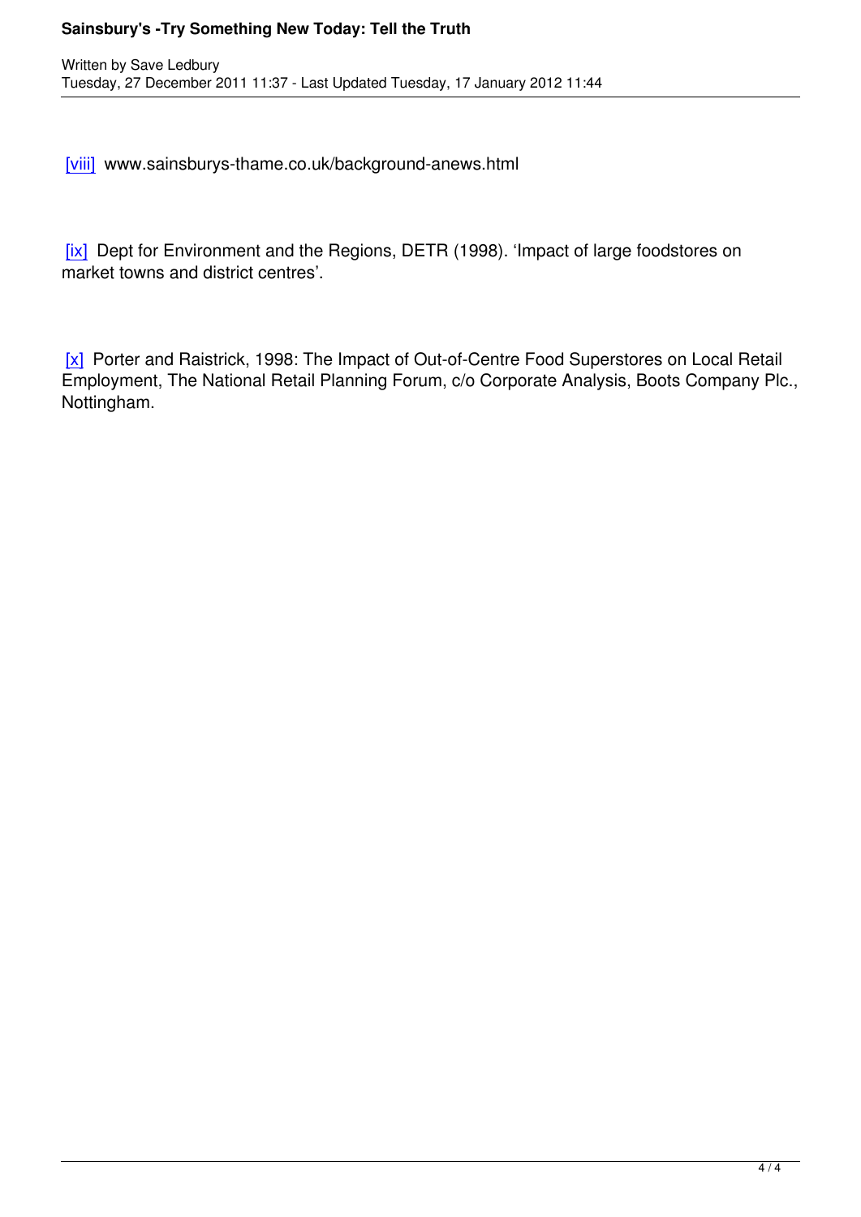[viii] www.sainsburys-thame.co.uk/background-anews.html

[ix] Dept for Environment and the Regions, DETR (1998). 'Impact of large foodstores on market towns and district centres'.

[x] Porter and Raistrick, 1998: The Impact of Out-of-Centre Food Superstores on Local Retail Employment, The National Retail Planning Forum, c/o Corporate Analysis, Boots Company Plc., Nottingham.